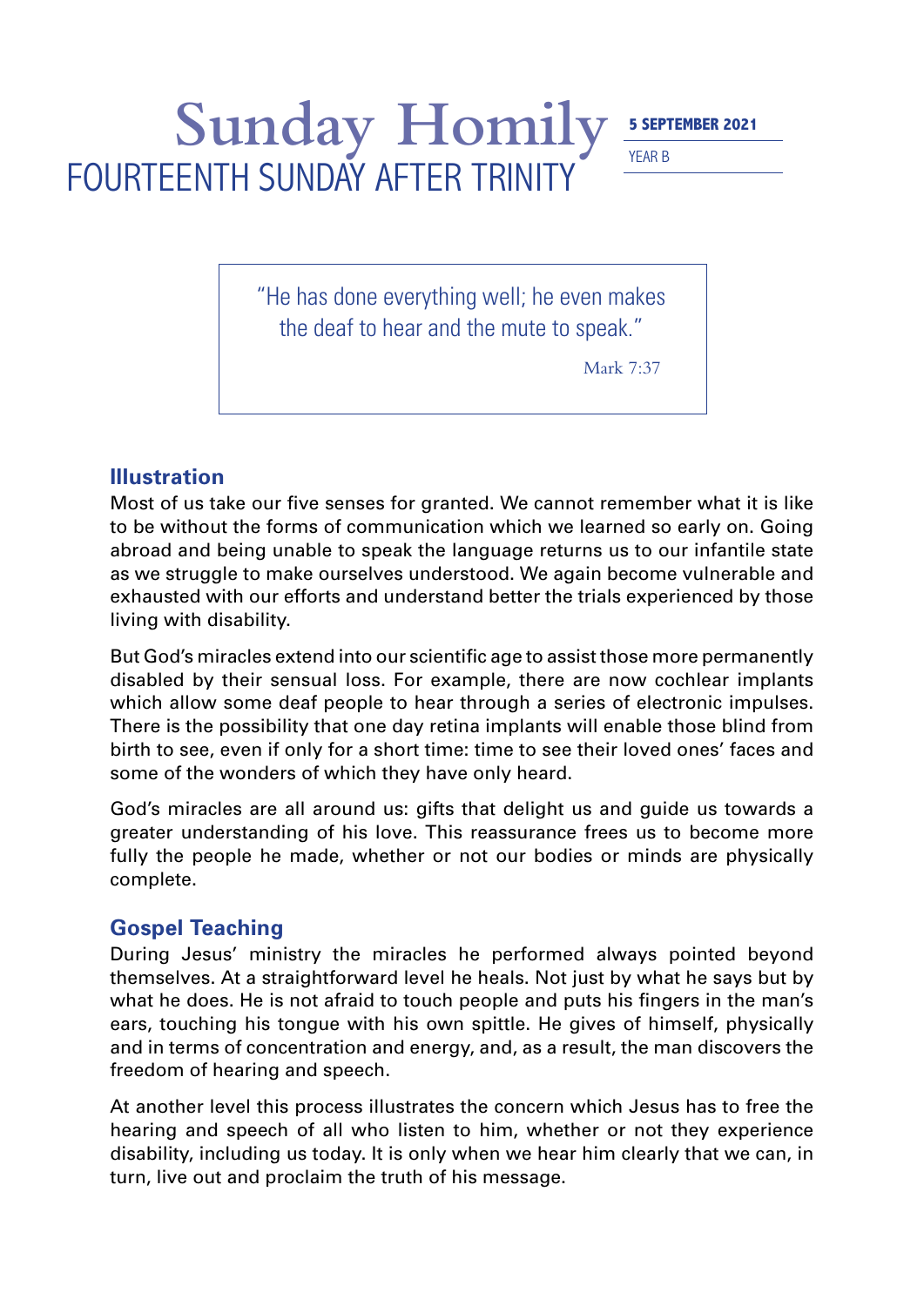# Sunday Homily

## FOURTEENTH SUNDAY AFTER TRINITY

**5 SEPTEMBER 2021**

YEAR B

> "He has done everything well; he even makes the deaf to hear and the mute to speak."
>
> Mark 7:37

### Illustration

Most of us take our five senses for granted. We cannot remember what it is like to be without the forms of communication which we learned so early on. Going abroad and being unable to speak the language returns us to our infantile state as we struggle to make ourselves understood. We again become vulnerable and exhausted with our efforts and understand better the trials experienced by those living with disability.

But God's miracles extend into our scientific age to assist those more permanently disabled by their sensual loss. For example, there are now cochlear implants which allow some deaf people to hear through a series of electronic impulses. There is the possibility that one day retina implants will enable those blind from birth to see, even if only for a short time: time to see their loved ones' faces and some of the wonders of which they have only heard.

God's miracles are all around us: gifts that delight us and guide us towards a greater understanding of his love. This reassurance frees us to become more fully the people he made, whether or not our bodies or minds are physically complete.

### Gospel Teaching

During Jesus' ministry the miracles he performed always pointed beyond themselves. At a straightforward level he heals. Not just by what he says but by what he does. He is not afraid to touch people and puts his fingers in the man's ears, touching his tongue with his own spittle. He gives of himself, physically and in terms of concentration and energy, and, as a result, the man discovers the freedom of hearing and speech.

At another level this process illustrates the concern which Jesus has to free the hearing and speech of all who listen to him, whether or not they experience disability, including us today. It is only when we hear him clearly that we can, in turn, live out and proclaim the truth of his message.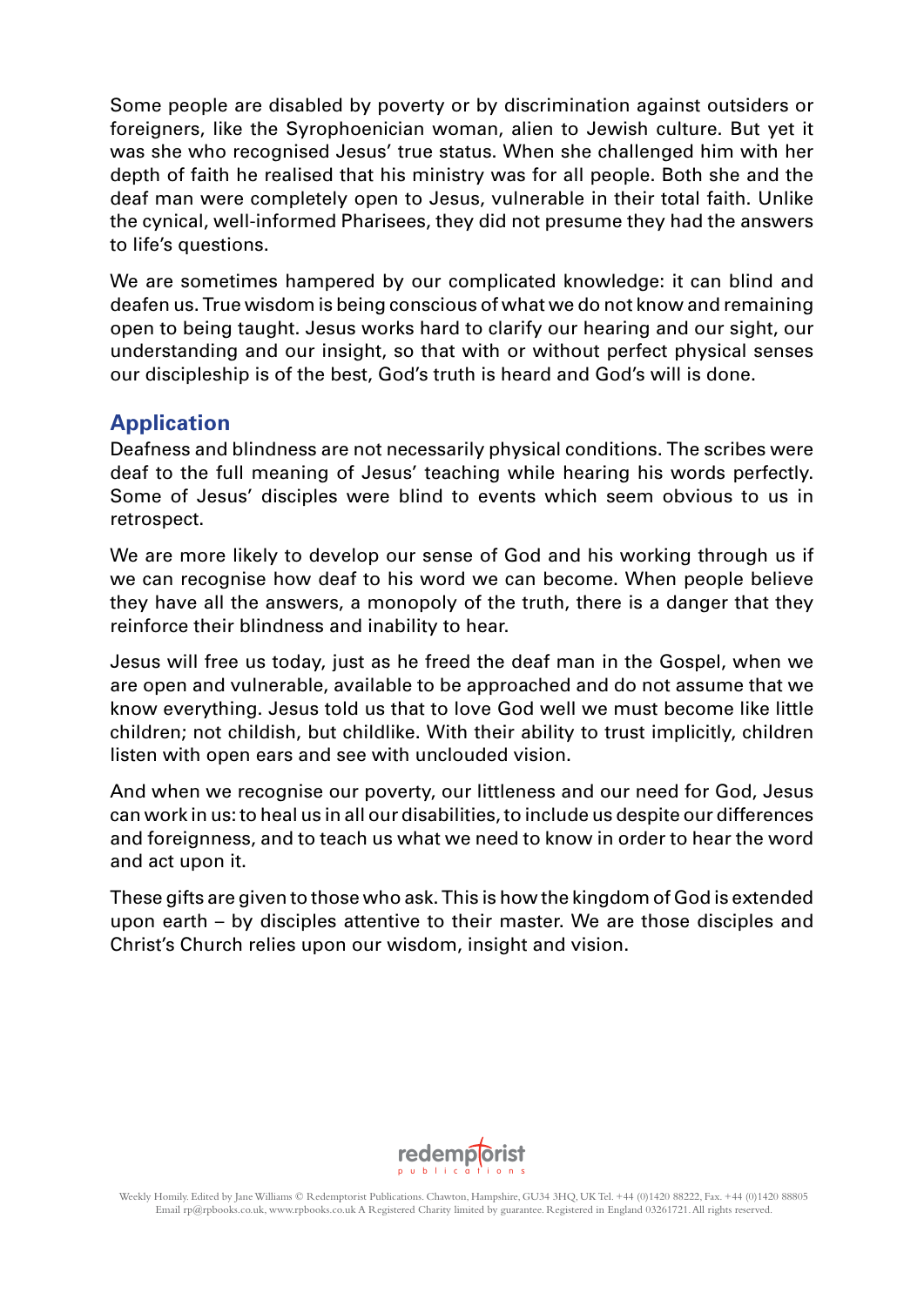Some people are disabled by poverty or by discrimination against outsiders or foreigners, like the Syrophoenician woman, alien to Jewish culture. But yet it was she who recognised Jesus' true status. When she challenged him with her depth of faith he realised that his ministry was for all people. Both she and the deaf man were completely open to Jesus, vulnerable in their total faith. Unlike the cynical, well-informed Pharisees, they did not presume they had the answers to life's questions.

We are sometimes hampered by our complicated knowledge: it can blind and deafen us. True wisdom is being conscious of what we do not know and remaining open to being taught. Jesus works hard to clarify our hearing and our sight, our understanding and our insight, so that with or without perfect physical senses our discipleship is of the best, God's truth is heard and God's will is done.

## Application

Deafness and blindness are not necessarily physical conditions. The scribes were deaf to the full meaning of Jesus' teaching while hearing his words perfectly. Some of Jesus' disciples were blind to events which seem obvious to us in retrospect.

We are more likely to develop our sense of God and his working through us if we can recognise how deaf to his word we can become. When people believe they have all the answers, a monopoly of the truth, there is a danger that they reinforce their blindness and inability to hear.

Jesus will free us today, just as he freed the deaf man in the Gospel, when we are open and vulnerable, available to be approached and do not assume that we know everything. Jesus told us that to love God well we must become like little children; not childish, but childlike. With their ability to trust implicitly, children listen with open ears and see with unclouded vision.

And when we recognise our poverty, our littleness and our need for God, Jesus can work in us: to heal us in all our disabilities, to include us despite our differences and foreignness, and to teach us what we need to know in order to hear the word and act upon it.

These gifts are given to those who ask. This is how the kingdom of God is extended upon earth – by disciples attentive to their master. We are those disciples and Christ's Church relies upon our wisdom, insight and vision.

redemptorist publications

Weekly Homily. Edited by Jane Williams © Redemptorist Publications. Chawton, Hampshire, GU34 3HQ, UK Tel. +44 (0)1420 88222, Fax. +44 (0)1420 88805 Email rp@rpbooks.co.uk, www.rpbooks.co.uk A Registered Charity limited by guarantee. Registered in England 03261721. All rights reserved.